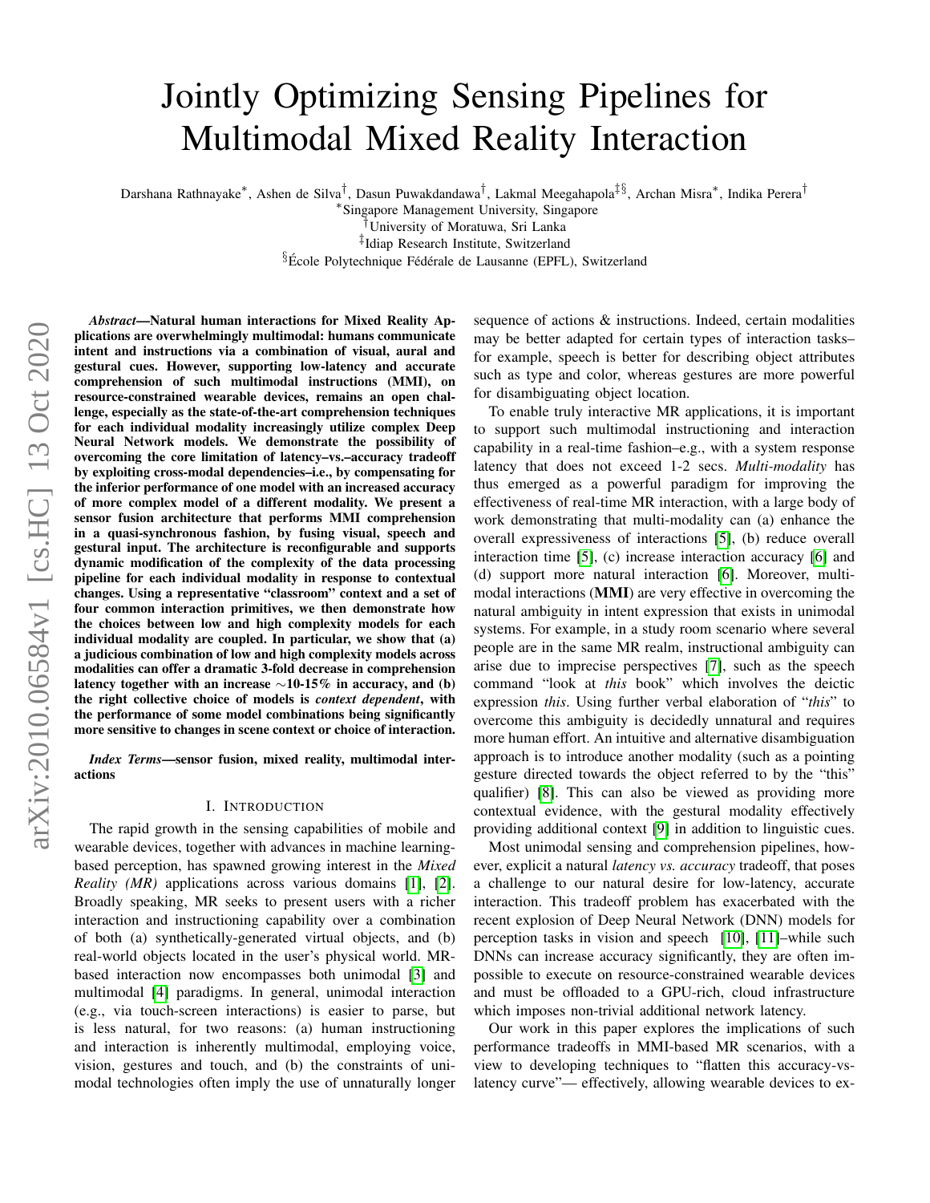# Jointly Optimizing Sensing Pipelines for Multimodal Mixed Reality Interaction

Darshana Rathnayake*, Ashen de Silva†, Dasun Puwakdandawa†, Lakmal Meegahapola‡§, Archan Misra*, Indika Perera†

*Singapore Management University, Singapore
†University of Moratuwa, Sri Lanka
‡Idiap Research Institute, Switzerland
§École Polytechnique Fédérale de Lausanne (EPFL), Switzerland

***Abstract*—Natural human interactions for Mixed Reality Applications are overwhelmingly multimodal: humans communicate intent and instructions via a combination of visual, aural and gestural cues. However, supporting low-latency and accurate comprehension of such multimodal instructions (MMI), on resource-constrained wearable devices, remains an open challenge, especially as the state-of-the-art comprehension techniques for each individual modality increasingly utilize complex Deep Neural Network models. We demonstrate the possibility of overcoming the core limitation of latency–vs.–accuracy tradeoff by exploiting cross-modal dependencies–i.e., by compensating for the inferior performance of one model with an increased accuracy of more complex model of a different modality. We present a sensor fusion architecture that performs MMI comprehension in a quasi-synchronous fashion, by fusing visual, speech and gestural input. The architecture is reconfigurable and supports dynamic modification of the complexity of the data processing pipeline for each individual modality in response to contextual changes. Using a representative "classroom" context and a set of four common interaction primitives, we then demonstrate how the choices between low and high complexity models for each individual modality are coupled. In particular, we show that (a) a judicious combination of low and high complexity models across modalities can offer a dramatic 3-fold decrease in comprehension latency together with an increase ∼10-15% in accuracy, and (b) the right collective choice of models is *context dependent*, with the performance of some model combinations being significantly more sensitive to changes in scene context or choice of interaction.**

***Index Terms*—sensor fusion, mixed reality, multimodal interactions**

## I. Introduction

The rapid growth in the sensing capabilities of mobile and wearable devices, together with advances in machine learning-based perception, has spawned growing interest in the *Mixed Reality (MR)* applications across various domains [1], [2]. Broadly speaking, MR seeks to present users with a richer interaction and instructioning capability over a combination of both (a) synthetically-generated virtual objects, and (b) real-world objects located in the user's physical world. MR-based interaction now encompasses both unimodal [3] and multimodal [4] paradigms. In general, unimodal interaction (e.g., via touch-screen interactions) is easier to parse, but is less natural, for two reasons: (a) human instructioning and interaction is inherently multimodal, employing voice, vision, gestures and touch, and (b) the constraints of unimodal technologies often imply the use of unnaturally longer sequence of actions & instructions. Indeed, certain modalities may be better adapted for certain types of interaction tasks– for example, speech is better for describing object attributes such as type and color, whereas gestures are more powerful for disambiguating object location.

To enable truly interactive MR applications, it is important to support such multimodal instructioning and interaction capability in a real-time fashion–e.g., with a system response latency that does not exceed 1-2 secs. *Multi-modality* has thus emerged as a powerful paradigm for improving the effectiveness of real-time MR interaction, with a large body of work demonstrating that multi-modality can (a) enhance the overall expressiveness of interactions [5], (b) reduce overall interaction time [5], (c) increase interaction accuracy [6] and (d) support more natural interaction [6]. Moreover, multimodal interactions (**MMI**) are very effective in overcoming the natural ambiguity in intent expression that exists in unimodal systems. For example, in a study room scenario where several people are in the same MR realm, instructional ambiguity can arise due to imprecise perspectives [7], such as the speech command "look at *this* book" which involves the deictic expression *this*. Using further verbal elaboration of "*this*" to overcome this ambiguity is decidedly unnatural and requires more human effort. An intuitive and alternative disambiguation approach is to introduce another modality (such as a pointing gesture directed towards the object referred to by the "this" qualifier) [8]. This can also be viewed as providing more contextual evidence, with the gestural modality effectively providing additional context [9] in addition to linguistic cues.

Most unimodal sensing and comprehension pipelines, however, explicit a natural *latency vs. accuracy* tradeoff, that poses a challenge to our natural desire for low-latency, accurate interaction. This tradeoff problem has exacerbated with the recent explosion of Deep Neural Network (DNN) models for perception tasks in vision and speech [10], [11]–while such DNNs can increase accuracy significantly, they are often impossible to execute on resource-constrained wearable devices and must be offloaded to a GPU-rich, cloud infrastructure which imposes non-trivial additional network latency.

Our work in this paper explores the implications of such performance tradeoffs in MMI-based MR scenarios, with a view to developing techniques to "flatten this accuracy-vs-latency curve"— effectively, allowing wearable devices to ex-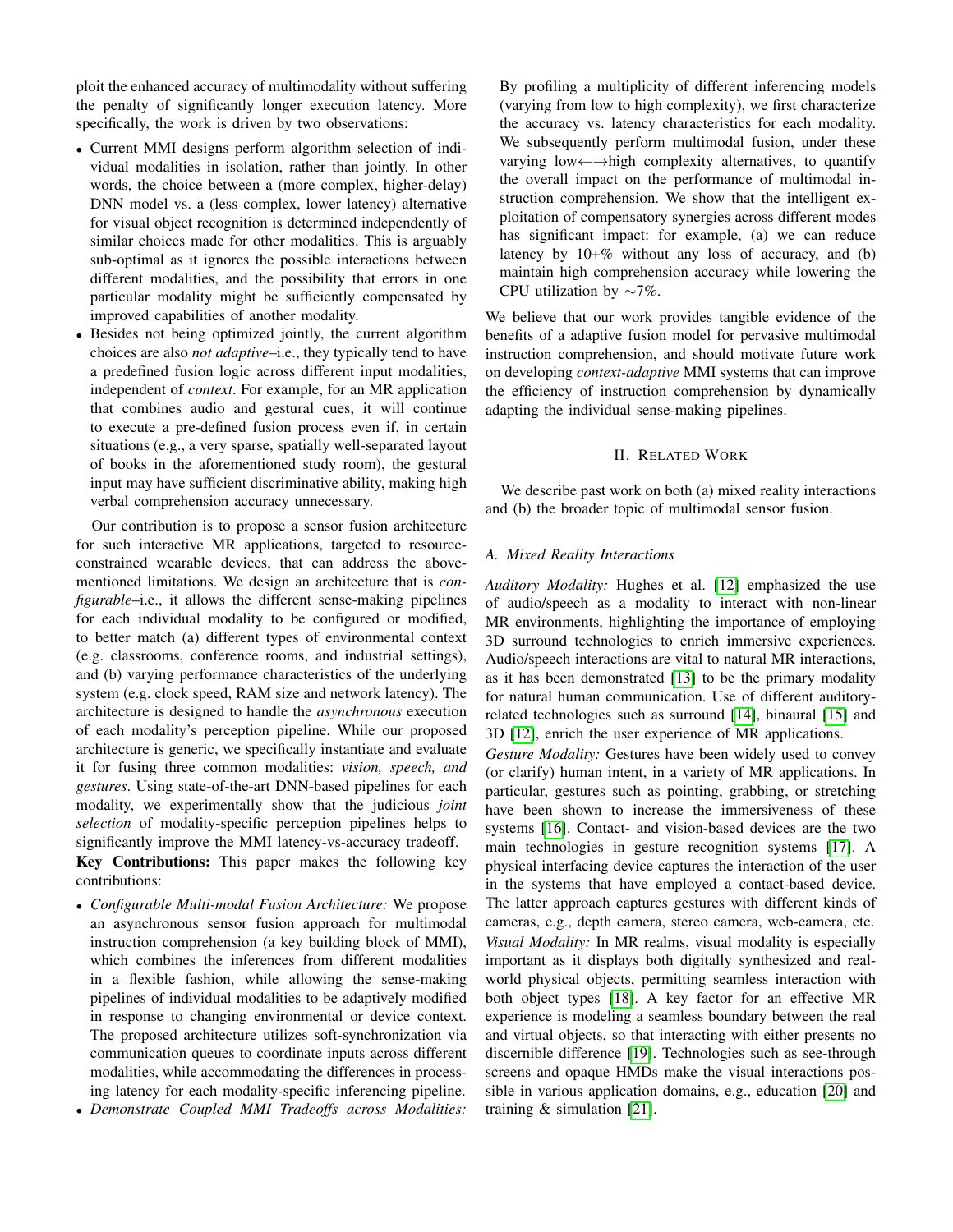ploit the enhanced accuracy of multimodality without suffering the penalty of significantly longer execution latency. More specifically, the work is driven by two observations:

- Current MMI designs perform algorithm selection of individual modalities in isolation, rather than jointly. In other words, the choice between a (more complex, higher-delay) DNN model vs. a (less complex, lower latency) alternative for visual object recognition is determined independently of similar choices made for other modalities. This is arguably sub-optimal as it ignores the possible interactions between different modalities, and the possibility that errors in one particular modality might be sufficiently compensated by improved capabilities of another modality.
- Besides not being optimized jointly, the current algorithm choices are also *not adaptive*–i.e., they typically tend to have a predefined fusion logic across different input modalities, independent of *context*. For example, for an MR application that combines audio and gestural cues, it will continue to execute a pre-defined fusion process even if, in certain situations (e.g., a very sparse, spatially well-separated layout of books in the aforementioned study room), the gestural input may have sufficient discriminative ability, making high verbal comprehension accuracy unnecessary.

Our contribution is to propose a sensor fusion architecture for such interactive MR applications, targeted to resource-constrained wearable devices, that can address the above-mentioned limitations. We design an architecture that is *configurable*–i.e., it allows the different sense-making pipelines for each individual modality to be configured or modified, to better match (a) different types of environmental context (e.g. classrooms, conference rooms, and industrial settings), and (b) varying performance characteristics of the underlying system (e.g. clock speed, RAM size and network latency). The architecture is designed to handle the *asynchronous* execution of each modality's perception pipeline. While our proposed architecture is generic, we specifically instantiate and evaluate it for fusing three common modalities: *vision, speech, and gestures*. Using state-of-the-art DNN-based pipelines for each modality, we experimentally show that the judicious *joint selection* of modality-specific perception pipelines helps to significantly improve the MMI latency-vs-accuracy tradeoff.

**Key Contributions:** This paper makes the following key contributions:

- *Configurable Multi-modal Fusion Architecture:* We propose an asynchronous sensor fusion approach for multimodal instruction comprehension (a key building block of MMI), which combines the inferences from different modalities in a flexible fashion, while allowing the sense-making pipelines of individual modalities to be adaptively modified in response to changing environmental or device context. The proposed architecture utilizes soft-synchronization via communication queues to coordinate inputs across different modalities, while accommodating the differences in processing latency for each modality-specific inferencing pipeline.
- *Demonstrate Coupled MMI Tradeoffs across Modalities:* By profiling a multiplicity of different inferencing models (varying from low to high complexity), we first characterize the accuracy vs. latency characteristics for each modality. We subsequently perform multimodal fusion, under these varying low$\longleftrightarrow$high complexity alternatives, to quantify the overall impact on the performance of multimodal instruction comprehension. We show that the intelligent exploitation of compensatory synergies across different modes has significant impact: for example, (a) we can reduce latency by 10+% without any loss of accuracy, and (b) maintain high comprehension accuracy while lowering the CPU utilization by $\sim$7%.

We believe that our work provides tangible evidence of the benefits of a adaptive fusion model for pervasive multimodal instruction comprehension, and should motivate future work on developing *context-adaptive* MMI systems that can improve the efficiency of instruction comprehension by dynamically adapting the individual sense-making pipelines.

## II. Related Work

We describe past work on both (a) mixed reality interactions and (b) the broader topic of multimodal sensor fusion.

### A. Mixed Reality Interactions

*Auditory Modality:* Hughes et al. [12] emphasized the use of audio/speech as a modality to interact with non-linear MR environments, highlighting the importance of employing 3D surround technologies to enrich immersive experiences. Audio/speech interactions are vital to natural MR interactions, as it has been demonstrated [13] to be the primary modality for natural human communication. Use of different auditory-related technologies such as surround [14], binaural [15] and 3D [12], enrich the user experience of MR applications.

*Gesture Modality:* Gestures have been widely used to convey (or clarify) human intent, in a variety of MR applications. In particular, gestures such as pointing, grabbing, or stretching have been shown to increase the immersiveness of these systems [16]. Contact- and vision-based devices are the two main technologies in gesture recognition systems [17]. A physical interfacing device captures the interaction of the user in the systems that have employed a contact-based device. The latter approach captures gestures with different kinds of cameras, e.g., depth camera, stereo camera, web-camera, etc.

*Visual Modality:* In MR realms, visual modality is especially important as it displays both digitally synthesized and real-world physical objects, permitting seamless interaction with both object types [18]. A key factor for an effective MR experience is modeling a seamless boundary between the real and virtual objects, so that interacting with either presents no discernible difference [19]. Technologies such as see-through screens and opaque HMDs make the visual interactions possible in various application domains, e.g., education [20] and training & simulation [21].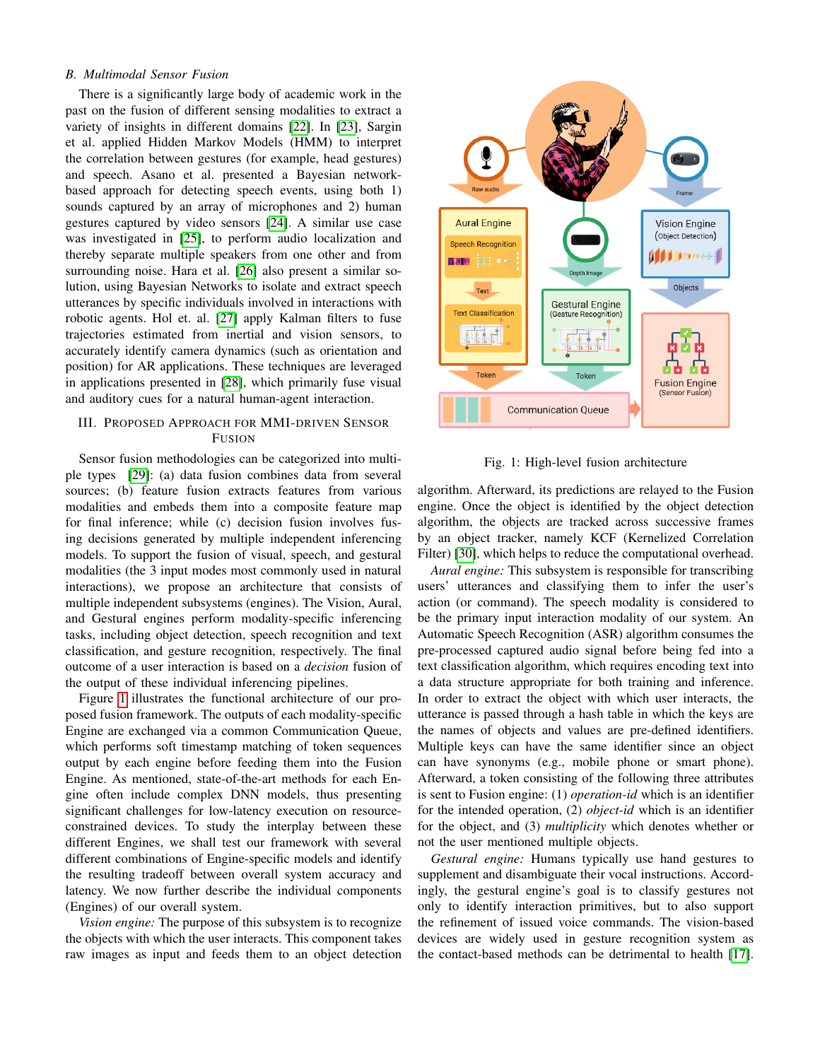## B. Multimodal Sensor Fusion

There is a significantly large body of academic work in the past on the fusion of different sensing modalities to extract a variety of insights in different domains [22]. In [23], Sargin et al. applied Hidden Markov Models (HMM) to interpret the correlation between gestures (for example, head gestures) and speech. Asano et al. presented a Bayesian network-based approach for detecting speech events, using both 1) sounds captured by an array of microphones and 2) human gestures captured by video sensors [24]. A similar use case was investigated in [25], to perform audio localization and thereby separate multiple speakers from one other and from surrounding noise. Hara et al. [26] also present a similar solution, using Bayesian Networks to isolate and extract speech utterances by specific individuals involved in interactions with robotic agents. Hol et. al. [27] apply Kalman filters to fuse trajectories estimated from inertial and vision sensors, to accurately identify camera dynamics (such as orientation and position) for AR applications. These techniques are leveraged in applications presented in [28], which primarily fuse visual and auditory cues for a natural human-agent interaction.

# III. Proposed Approach for MMI-driven Sensor Fusion

Sensor fusion methodologies can be categorized into multiple types [29]: (a) data fusion combines data from several sources; (b) feature fusion extracts features from various modalities and embeds them into a composite feature map for final inference; while (c) decision fusion involves fusing decisions generated by multiple independent inferencing models. To support the fusion of visual, speech, and gestural modalities (the 3 input modes most commonly used in natural interactions), we propose an architecture that consists of multiple independent subsystems (engines). The Vision, Aural, and Gestural engines perform modality-specific inferencing tasks, including object detection, speech recognition and text classification, and gesture recognition, respectively. The final outcome of a user interaction is based on a *decision* fusion of the output of these individual inferencing pipelines.

Figure 1 illustrates the functional architecture of our proposed fusion framework. The outputs of each modality-specific Engine are exchanged via a common Communication Queue, which performs soft timestamp matching of token sequences output by each engine before feeding them into the Fusion Engine. As mentioned, state-of-the-art methods for each Engine often include complex DNN models, thus presenting significant challenges for low-latency execution on resource-constrained devices. To study the interplay between these different Engines, we shall test our framework with several different combinations of Engine-specific models and identify the resulting tradeoff between overall system accuracy and latency. We now further describe the individual components (Engines) of our overall system.

*Vision engine:* The purpose of this subsystem is to recognize the objects with which the user interacts. This component takes raw images as input and feeds them to an object detection algorithm. Afterward, its predictions are relayed to the Fusion engine. Once the object is identified by the object detection algorithm, the objects are tracked across successive frames by an object tracker, namely KCF (Kernelized Correlation Filter) [30], which helps to reduce the computational overhead.

Fig. 1: High-level fusion architecture

*Aural engine:* This subsystem is responsible for transcribing users' utterances and classifying them to infer the user's action (or command). The speech modality is considered to be the primary input interaction modality of our system. An Automatic Speech Recognition (ASR) algorithm consumes the pre-processed captured audio signal before being fed into a text classification algorithm, which requires encoding text into a data structure appropriate for both training and inference. In order to extract the object with which user interacts, the utterance is passed through a hash table in which the keys are the names of objects and values are pre-defined identifiers. Multiple keys can have the same identifier since an object can have synonyms (e.g., mobile phone or smart phone). Afterward, a token consisting of the following three attributes is sent to Fusion engine: (1) *operation-id* which is an identifier for the intended operation, (2) *object-id* which is an identifier for the object, and (3) *multiplicity* which denotes whether or not the user mentioned multiple objects.

*Gestural engine:* Humans typically use hand gestures to supplement and disambiguate their vocal instructions. Accordingly, the gestural engine's goal is to classify gestures not only to identify interaction primitives, but to also support the refinement of issued voice commands. The vision-based devices are widely used in gesture recognition system as the contact-based methods can be detrimental to health [17].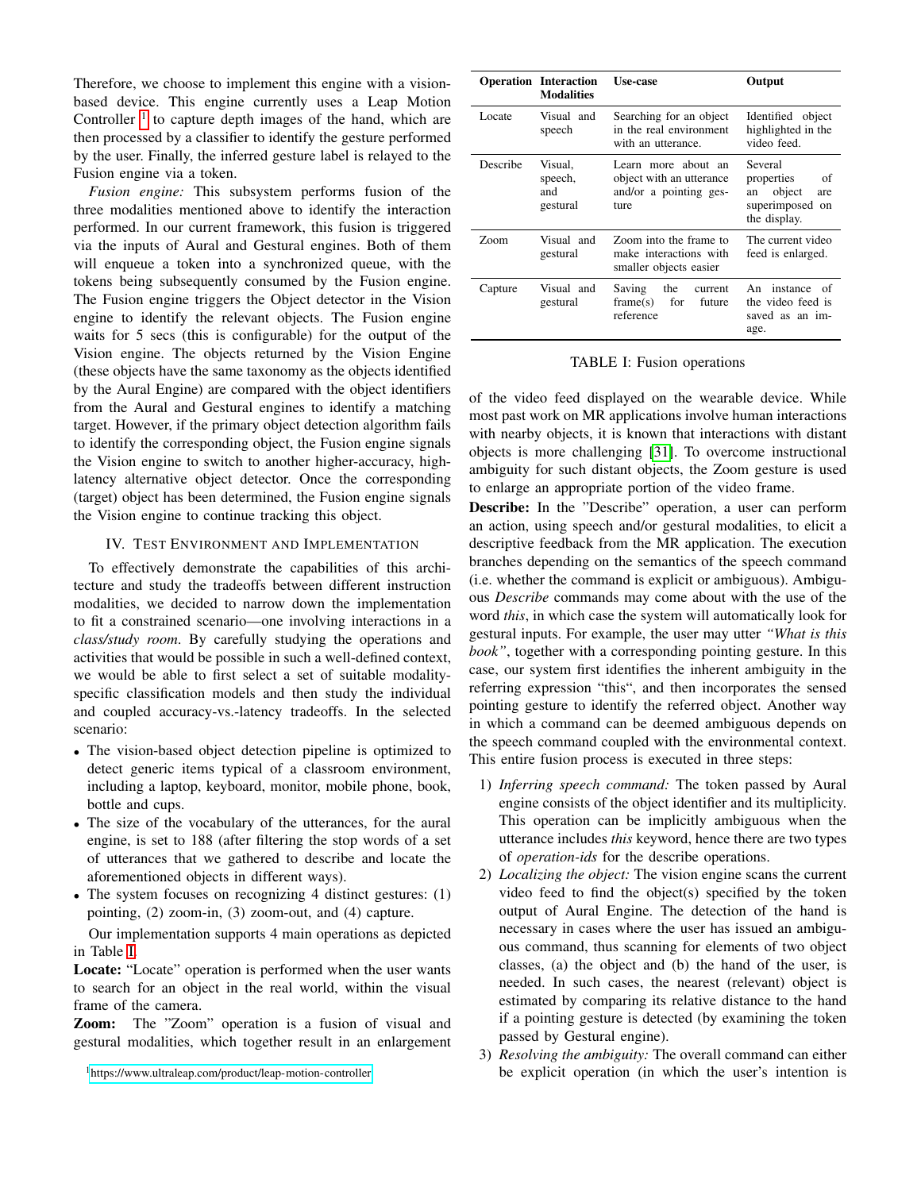Therefore, we choose to implement this engine with a vision-based device. This engine currently uses a Leap Motion Controller [1] to capture depth images of the hand, which are then processed by a classifier to identify the gesture performed by the user. Finally, the inferred gesture label is relayed to the Fusion engine via a token.

*Fusion engine:* This subsystem performs fusion of the three modalities mentioned above to identify the interaction performed. In our current framework, this fusion is triggered via the inputs of Aural and Gestural engines. Both of them will enqueue a token into a synchronized queue, with the tokens being subsequently consumed by the Fusion engine. The Fusion engine triggers the Object detector in the Vision engine to identify the relevant objects. The Fusion engine waits for 5 secs (this is configurable) for the output of the Vision engine. The objects returned by the Vision Engine (these objects have the same taxonomy as the objects identified by the Aural Engine) are compared with the object identifiers from the Aural and Gestural engines to identify a matching target. However, if the primary object detection algorithm fails to identify the corresponding object, the Fusion engine signals the Vision engine to switch to another higher-accuracy, high-latency alternative object detector. Once the corresponding (target) object has been determined, the Fusion engine signals the Vision engine to continue tracking this object.

## IV. Test Environment and Implementation

To effectively demonstrate the capabilities of this architecture and study the tradeoffs between different instruction modalities, we decided to narrow down the implementation to fit a constrained scenario—one involving interactions in a *class/study room*. By carefully studying the operations and activities that would be possible in such a well-defined context, we would be able to first select a set of suitable modality-specific classification models and then study the individual and coupled accuracy-vs.-latency tradeoffs. In the selected scenario:

- The vision-based object detection pipeline is optimized to detect generic items typical of a classroom environment, including a laptop, keyboard, monitor, mobile phone, book, bottle and cups.
- The size of the vocabulary of the utterances, for the aural engine, is set to 188 (after filtering the stop words of a set of utterances that we gathered to describe and locate the aforementioned objects in different ways).
- The system focuses on recognizing 4 distinct gestures: (1) pointing, (2) zoom-in, (3) zoom-out, and (4) capture.

Our implementation supports 4 main operations as depicted in Table I.

**Locate:** "Locate" operation is performed when the user wants to search for an object in the real world, within the visual frame of the camera.

**Zoom:** The "Zoom" operation is a fusion of visual and gestural modalities, which together result in an enlargement of the video feed displayed on the wearable device. While most past work on MR applications involve human interactions with nearby objects, it is known that interactions with distant objects is more challenging [31]. To overcome instructional ambiguity for such distant objects, the Zoom gesture is used to enlarge an appropriate portion of the video frame.

| Operation | Interaction Modalities | Use-case | Output |
|---|---|---|---|
| Locate | Visual and speech | Searching for an object in the real environment with an utterance. | Identified object highlighted in the video feed. |
| Describe | Visual, speech, and gestural | Learn more about an object with an utterance and/or a pointing gesture | Several properties of an object are superimposed on the display. |
| Zoom | Visual and gestural | Zoom into the frame to make interactions with smaller objects easier | The current video feed is enlarged. |
| Capture | Visual and gestural | Saving the current frame(s) for future reference | An instance of the video feed is saved as an image. |

TABLE I: Fusion operations

**Describe:** In the "Describe" operation, a user can perform an action, using speech and/or gestural modalities, to elicit a descriptive feedback from the MR application. The execution branches depending on the semantics of the speech command (i.e. whether the command is explicit or ambiguous). Ambiguous *Describe* commands may come about with the use of the word *this*, in which case the system will automatically look for gestural inputs. For example, the user may utter *"What is this book"*, together with a corresponding pointing gesture. In this case, our system first identifies the inherent ambiguity in the referring expression "this", and then incorporates the sensed pointing gesture to identify the referred object. Another way in which a command can be deemed ambiguous depends on the speech command coupled with the environmental context. This entire fusion process is executed in three steps:

1) *Inferring speech command:* The token passed by Aural engine consists of the object identifier and its multiplicity. This operation can be implicitly ambiguous when the utterance includes *this* keyword, hence there are two types of *operation-ids* for the describe operations.
2) *Localizing the object:* The vision engine scans the current video feed to find the object(s) specified by the token output of Aural Engine. The detection of the hand is necessary in cases where the user has issued an ambiguous command, thus scanning for elements of two object classes, (a) the object and (b) the hand of the user, is needed. In such cases, the nearest (relevant) object is estimated by comparing its relative distance to the hand if a pointing gesture is detected (by examining the token passed by Gestural engine).
3) *Resolving the ambiguity:* The overall command can either be explicit operation (in which the user's intention is

[1] https://www.ultraleap.com/product/leap-motion-controller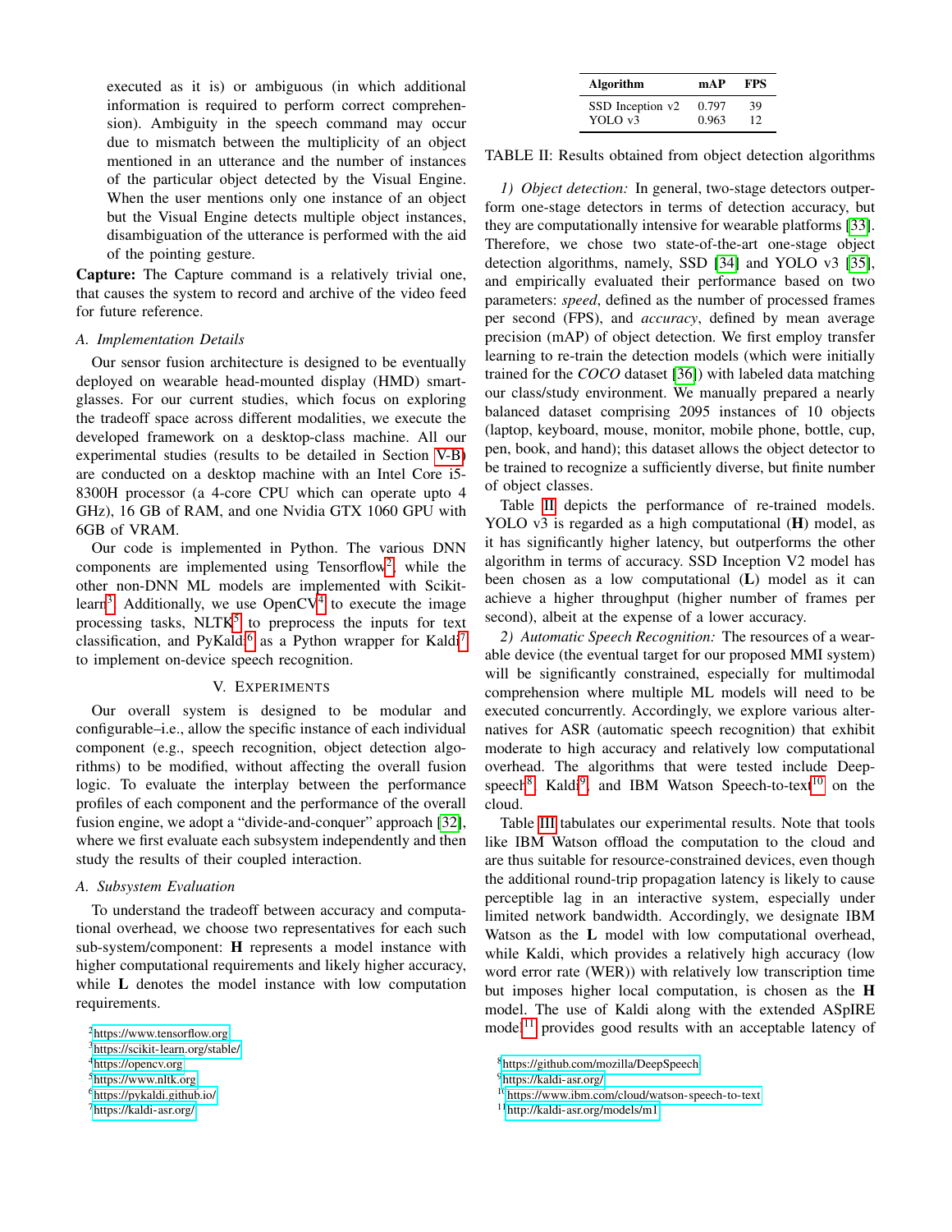executed as it is) or ambiguous (in which additional information is required to perform correct comprehension). Ambiguity in the speech command may occur due to mismatch between the multiplicity of an object mentioned in an utterance and the number of instances of the particular object detected by the Visual Engine. When the user mentions only one instance of an object but the Visual Engine detects multiple object instances, disambiguation of the utterance is performed with the aid of the pointing gesture.

**Capture:** The Capture command is a relatively trivial one, that causes the system to record and archive of the video feed for future reference.

### A. Implementation Details

Our sensor fusion architecture is designed to be eventually deployed on wearable head-mounted display (HMD) smartglasses. For our current studies, which focus on exploring the tradeoff space across different modalities, we execute the developed framework on a desktop-class machine. All our experimental studies (results to be detailed in Section V-B) are conducted on a desktop machine with an Intel Core i5-8300H processor (a 4-core CPU which can operate upto 4 GHz), 16 GB of RAM, and one Nvidia GTX 1060 GPU with 6GB of VRAM.

Our code is implemented in Python. The various DNN components are implemented using Tensorflow[2], while the other non-DNN ML models are implemented with Scikit-learn[3]. Additionally, we use OpenCV[4] to execute the image processing tasks, NLTK[5] to preprocess the inputs for text classification, and PyKaldi[6] as a Python wrapper for Kaldi[7] to implement on-device speech recognition.

## V. Experiments

Our overall system is designed to be modular and configurable–i.e., allow the specific instance of each individual component (e.g., speech recognition, object detection algorithms) to be modified, without affecting the overall fusion logic. To evaluate the interplay between the performance profiles of each component and the performance of the overall fusion engine, we adopt a "divide-and-conquer" approach [32], where we first evaluate each subsystem independently and then study the results of their coupled interaction.

### A. Subsystem Evaluation

To understand the tradeoff between accuracy and computational overhead, we choose two representatives for each such sub-system/component: **H** represents a model instance with higher computational requirements and likely higher accuracy, while **L** denotes the model instance with low computation requirements.

[2] https://www.tensorflow.org
[3] https://scikit-learn.org/stable/
[4] https://opencv.org
[5] https://www.nltk.org
[6] https://pykaldi.github.io/
[7] https://kaldi-asr.org/

| Algorithm | mAP | FPS |
|---|---|---|
| SSD Inception v2 | 0.797 | 39 |
| YOLO v3 | 0.963 | 12 |

TABLE II: Results obtained from object detection algorithms

*1) Object detection:* In general, two-stage detectors outperform one-stage detectors in terms of detection accuracy, but they are computationally intensive for wearable platforms [33]. Therefore, we chose two state-of-the-art one-stage object detection algorithms, namely, SSD [34] and YOLO v3 [35], and empirically evaluated their performance based on two parameters: *speed*, defined as the number of processed frames per second (FPS), and *accuracy*, defined by mean average precision (mAP) of object detection. We first employ transfer learning to re-train the detection models (which were initially trained for the *COCO* dataset [36]) with labeled data matching our class/study environment. We manually prepared a nearly balanced dataset comprising 2095 instances of 10 objects (laptop, keyboard, mouse, monitor, mobile phone, bottle, cup, pen, book, and hand); this dataset allows the object detector to be trained to recognize a sufficiently diverse, but finite number of object classes.

Table II depicts the performance of re-trained models. YOLO v3 is regarded as a high computational (**H**) model, as it has significantly higher latency, but outperforms the other algorithm in terms of accuracy. SSD Inception V2 model has been chosen as a low computational (**L**) model as it can achieve a higher throughput (higher number of frames per second), albeit at the expense of a lower accuracy.

*2) Automatic Speech Recognition:* The resources of a wearable device (the eventual target for our proposed MMI system) will be significantly constrained, especially for multimodal comprehension where multiple ML models will need to be executed concurrently. Accordingly, we explore various alternatives for ASR (automatic speech recognition) that exhibit moderate to high accuracy and relatively low computational overhead. The algorithms that were tested include Deep-speech[8], Kaldi[9], and IBM Watson Speech-to-text[10] on the cloud.

Table III tabulates our experimental results. Note that tools like IBM Watson offload the computation to the cloud and are thus suitable for resource-constrained devices, even though the additional round-trip propagation latency is likely to cause perceptible lag in an interactive system, especially under limited network bandwidth. Accordingly, we designate IBM Watson as the **L** model with low computational overhead, while Kaldi, which provides a relatively high accuracy (low word error rate (WER)) with relatively low transcription time but imposes higher local computation, is chosen as the **H** model. The use of Kaldi along with the extended ASpIRE model[11] provides good results with an acceptable latency of

[8] https://github.com/mozilla/DeepSpeech
[9] https://kaldi-asr.org/
[10] https://www.ibm.com/cloud/watson-speech-to-text
[11] http://kaldi-asr.org/models/m1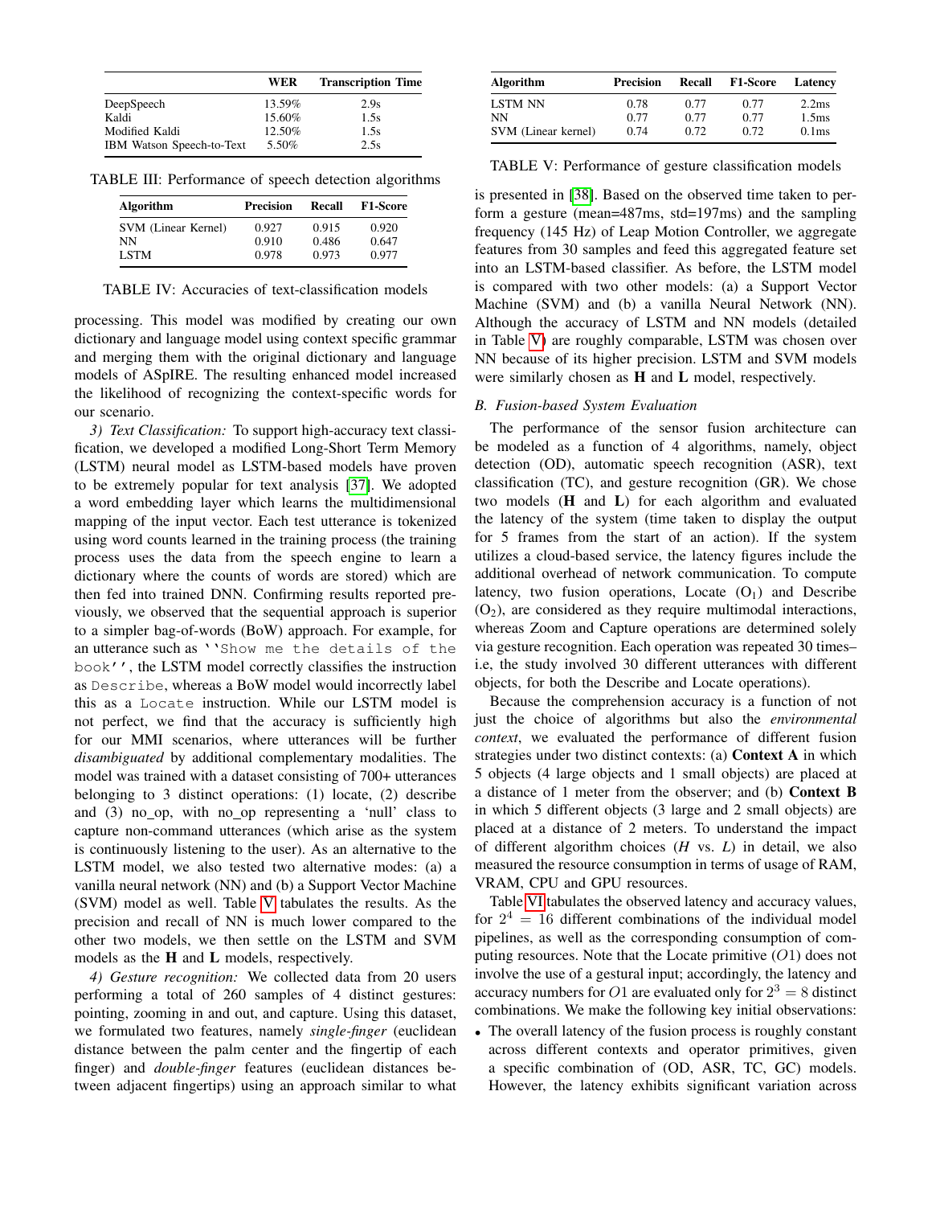|  | WER | Transcription Time |
| --- | --- | --- |
| DeepSpeech | 13.59% | 2.9s |
| Kaldi | 15.60% | 1.5s |
| Modified Kaldi | 12.50% | 1.5s |
| IBM Watson Speech-to-Text | 5.50% | 2.5s |

TABLE III: Performance of speech detection algorithms

| Algorithm | Precision | Recall | F1-Score |
| --- | --- | --- | --- |
| SVM (Linear Kernel) | 0.927 | 0.915 | 0.920 |
| NN | 0.910 | 0.486 | 0.647 |
| LSTM | 0.978 | 0.973 | 0.977 |

TABLE IV: Accuracies of text-classification models

processing. This model was modified by creating our own dictionary and language model using context specific grammar and merging them with the original dictionary and language models of ASpIRE. The resulting enhanced model increased the likelihood of recognizing the context-specific words for our scenario.

*3) Text Classification:* To support high-accuracy text classification, we developed a modified Long-Short Term Memory (LSTM) neural model as LSTM-based models have proven to be extremely popular for text analysis [37]. We adopted a word embedding layer which learns the multidimensional mapping of the input vector. Each test utterance is tokenized using word counts learned in the training process (the training process uses the data from the speech engine to learn a dictionary where the counts of words are stored) which are then fed into trained DNN. Confirming results reported previously, we observed that the sequential approach is superior to a simpler bag-of-words (BoW) approach. For example, for an utterance such as ``Show me the details of the book'', the LSTM model correctly classifies the instruction as Describe, whereas a BoW model would incorrectly label this as a Locate instruction. While our LSTM model is not perfect, we find that the accuracy is sufficiently high for our MMI scenarios, where utterances will be further *disambiguated* by additional complementary modalities. The model was trained with a dataset consisting of 700+ utterances belonging to 3 distinct operations: (1) locate, (2) describe and (3) no_op, with no_op representing a 'null' class to capture non-command utterances (which arise as the system is continuously listening to the user). As an alternative to the LSTM model, we also tested two alternative modes: (a) a vanilla neural network (NN) and (b) a Support Vector Machine (SVM) model as well. Table V tabulates the results. As the precision and recall of NN is much lower compared to the other two models, we then settle on the LSTM and SVM models as the **H** and **L** models, respectively.

*4) Gesture recognition:* We collected data from 20 users performing a total of 260 samples of 4 distinct gestures: pointing, zooming in and out, and capture. Using this dataset, we formulated two features, namely *single-finger* (euclidean distance between the palm center and the fingertip of each finger) and *double-finger* features (euclidean distances between adjacent fingertips) using an approach similar to what is presented in [38]. Based on the observed time taken to perform a gesture (mean=487ms, std=197ms) and the sampling frequency (145 Hz) of Leap Motion Controller, we aggregate features from 30 samples and feed this aggregated feature set into an LSTM-based classifier. As before, the LSTM model is compared with two other models: (a) a Support Vector Machine (SVM) and (b) a vanilla Neural Network (NN). Although the accuracy of LSTM and NN models (detailed in Table V) are roughly comparable, LSTM was chosen over NN because of its higher precision. LSTM and SVM models were similarly chosen as **H** and **L** model, respectively.

| Algorithm | Precision | Recall | F1-Score | Latency |
| --- | --- | --- | --- | --- |
| LSTM NN | 0.78 | 0.77 | 0.77 | 2.2ms |
| NN | 0.77 | 0.77 | 0.77 | 1.5ms |
| SVM (Linear kernel) | 0.74 | 0.72 | 0.72 | 0.1ms |

TABLE V: Performance of gesture classification models

### B. Fusion-based System Evaluation

The performance of the sensor fusion architecture can be modeled as a function of 4 algorithms, namely, object detection (OD), automatic speech recognition (ASR), text classification (TC), and gesture recognition (GR). We chose two models (**H** and **L**) for each algorithm and evaluated the latency of the system (time taken to display the output for 5 frames from the start of an action). If the system utilizes a cloud-based service, the latency figures include the additional overhead of network communication. To compute latency, two fusion operations, Locate ($O_1$) and Describe ($O_2$), are considered as they require multimodal interactions, whereas Zoom and Capture operations are determined solely via gesture recognition. Each operation was repeated 30 times– i.e, the study involved 30 different utterances with different objects, for both the Describe and Locate operations).

Because the comprehension accuracy is a function of not just the choice of algorithms but also the *environmental context*, we evaluated the performance of different fusion strategies under two distinct contexts: (a) **Context A** in which 5 objects (4 large objects and 1 small objects) are placed at a distance of 1 meter from the observer; and (b) **Context B** in which 5 different objects (3 large and 2 small objects) are placed at a distance of 2 meters. To understand the impact of different algorithm choices (*H* vs. *L*) in detail, we also measured the resource consumption in terms of usage of RAM, VRAM, CPU and GPU resources.

Table VI tabulates the observed latency and accuracy values, for $2^4 = 16$ different combinations of the individual model pipelines, as well as the corresponding consumption of computing resources. Note that the Locate primitive ($O1$) does not involve the use of a gestural input; accordingly, the latency and accuracy numbers for $O1$ are evaluated only for $2^3 = 8$ distinct combinations. We make the following key initial observations:

- The overall latency of the fusion process is roughly constant across different contexts and operator primitives, given a specific combination of (OD, ASR, TC, GC) models. However, the latency exhibits significant variation across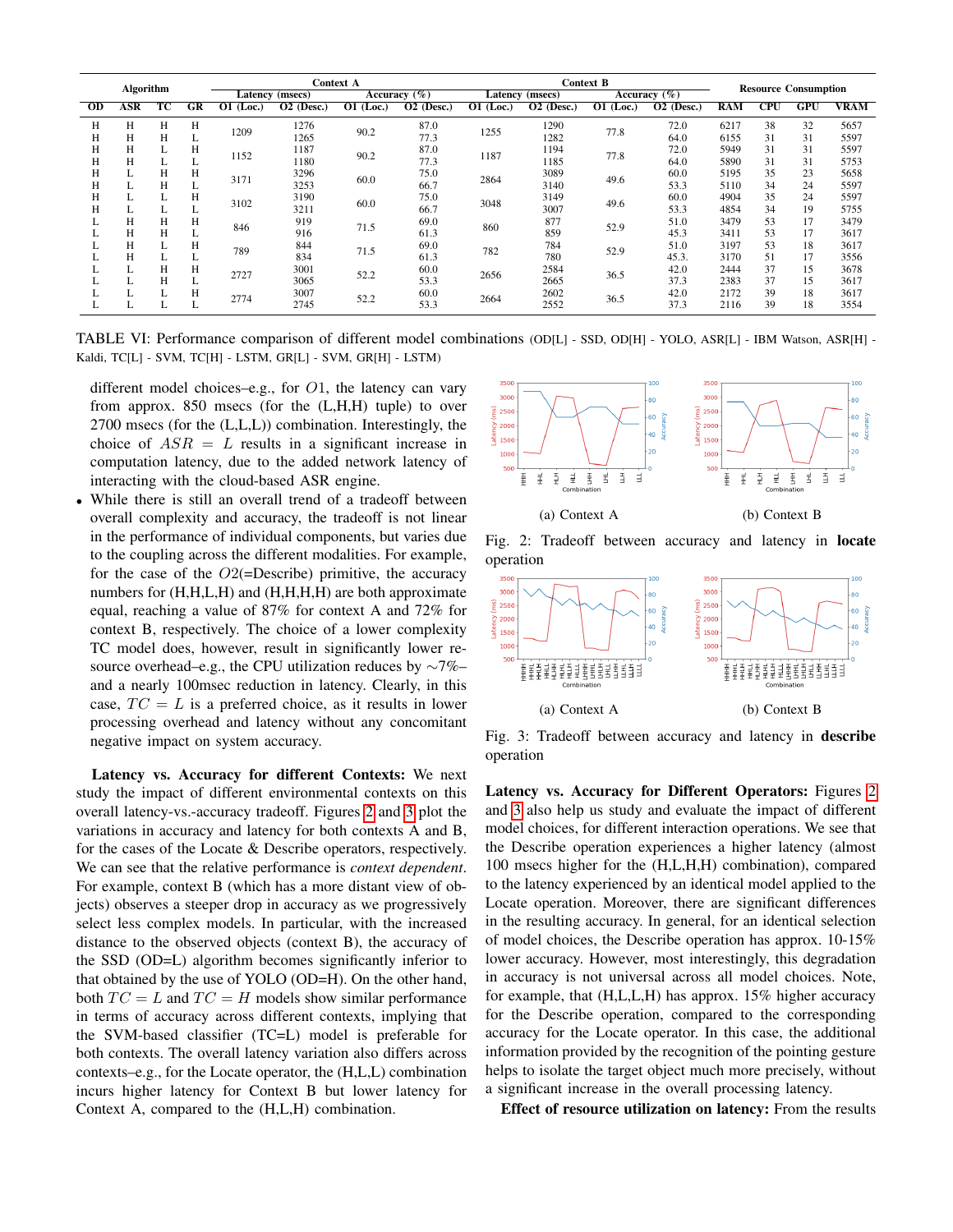| Algorithm | | | | Context A | | | | Context B | | | | Resource Consumption | | | |
|---|---|---|---|---|---|---|---|---|---|---|---|---|---|---|---|
| | | | | Latency (msecs) | | Accuracy (%) | | Latency (msecs) | | Accuracy (%) | | | | | |
| OD | ASR | TC | GR | O1 (Loc.) | O2 (Desc.) | O1 (Loc.) | O2 (Desc.) | O1 (Loc.) | O2 (Desc.) | O1 (Loc.) | O2 (Desc.) | RAM | CPU | GPU | VRAM |
| H | H | H | H | 1209 | 1276 | 90.2 | 87.0 | 1255 | 1290 | 77.8 | 72.0 | 6217 | 38 | 32 | 5657 |
| H | H | H | L | | 1265 | | 77.3 | | 1282 | | 64.0 | 6155 | 31 | 31 | 5597 |
| H | H | L | H | 1152 | 1187 | 90.2 | 87.0 | 1187 | 1194 | 77.8 | 72.0 | 5949 | 31 | 31 | 5597 |
| H | H | L | L | | 1180 | | 77.3 | | 1185 | | 64.0 | 5890 | 31 | 31 | 5753 |
| H | L | H | H | 3171 | 3296 | 60.0 | 75.0 | 2864 | 3089 | 49.6 | 60.0 | 5195 | 35 | 23 | 5658 |
| H | L | H | L | | 3253 | | 66.7 | | 3140 | | 53.3 | 5110 | 34 | 24 | 5597 |
| H | L | L | H | 3102 | 3190 | 60.0 | 75.0 | 3048 | 3149 | 49.6 | 60.0 | 4904 | 35 | 24 | 5597 |
| H | L | L | L | | 3211 | | 66.7 | | 3007 | | 53.3 | 4854 | 34 | 19 | 5755 |
| L | H | H | H | 846 | 919 | 71.5 | 69.0 | 860 | 877 | 52.9 | 51.0 | 3479 | 53 | 17 | 3479 |
| L | H | H | L | | 916 | | 61.3 | | 859 | | 45.3 | 3411 | 53 | 17 | 3617 |
| L | H | L | H | 789 | 844 | 71.5 | 69.0 | 782 | 784 | 52.9 | 51.0 | 3197 | 53 | 18 | 3617 |
| L | H | L | L | | 834 | | 61.3 | | 780 | | 45.3. | 3170 | 51 | 17 | 3556 |
| L | L | H | H | 2727 | 3001 | 52.2 | 60.0 | 2656 | 2584 | 36.5 | 42.0 | 2444 | 37 | 15 | 3678 |
| L | L | H | L | | 3065 | | 53.3 | | 2665 | | 37.3 | 2383 | 37 | 15 | 3617 |
| L | L | L | H | 2774 | 3007 | 52.2 | 60.0 | 2664 | 2602 | 36.5 | 42.0 | 2172 | 39 | 18 | 3617 |
| L | L | L | L | | 2745 | | 53.3 | | 2552 | | 37.3 | 2116 | 39 | 18 | 3554 |

TABLE VI: Performance comparison of different model combinations (OD[L] - SSD, OD[H] - YOLO, ASR[L] - IBM Watson, ASR[H] - Kaldi, TC[L] - SVM, TC[H] - LSTM, GR[L] - SVM, GR[H] - LSTM)

different model choices–e.g., for $O1$, the latency can vary from approx. 850 msecs (for the (L,H,H) tuple) to over 2700 msecs (for the (L,L,L)) combination. Interestingly, the choice of $ASR = L$ results in a significant increase in computation latency, due to the added network latency of interacting with the cloud-based ASR engine.

- While there is still an overall trend of a tradeoff between overall complexity and accuracy, the tradeoff is not linear in the performance of individual components, but varies due to the coupling across the different modalities. For example, for the case of the $O2$(=Describe) primitive, the accuracy numbers for (H,H,L,H) and (H,H,H,H) are both approximate equal, reaching a value of 87% for context A and 72% for context B, respectively. The choice of a lower complexity TC model does, however, result in significantly lower resource overhead–e.g., the CPU utilization reduces by ~7%–and a nearly 100msec reduction in latency. Clearly, in this case, $TC = L$ is a preferred choice, as it results in lower processing overhead and latency without any concomitant negative impact on system accuracy.

**Latency vs. Accuracy for different Contexts:** We next study the impact of different environmental contexts on this overall latency-vs.-accuracy tradeoff. Figures 2 and 3 plot the variations in accuracy and latency for both contexts A and B, for the cases of the Locate & Describe operators, respectively. We can see that the relative performance is *context dependent*. For example, context B (which has a more distant view of objects) observes a steeper drop in accuracy as we progressively select less complex models. In particular, with the increased distance to the observed objects (context B), the accuracy of the SSD (OD=L) algorithm becomes significantly inferior to that obtained by the use of YOLO (OD=H). On the other hand, both $TC = L$ and $TC = H$ models show similar performance in terms of accuracy across different contexts, implying that the SVM-based classifier (TC=L) model is preferable for both contexts. The overall latency variation also differs across contexts–e.g., for the Locate operator, the (H,L,L) combination incurs higher latency for Context B but lower latency for Context A, compared to the (H,L,H) combination.

(a) Context A

(b) Context B

Fig. 2: Tradeoff between accuracy and latency in **locate** operation

(a) Context A

(b) Context B

Fig. 3: Tradeoff between accuracy and latency in **describe** operation

**Latency vs. Accuracy for Different Operators:** Figures 2 and 3 also help us study and evaluate the impact of different model choices, for different interaction operations. We see that the Describe operation experiences a higher latency (almost 100 msecs higher for the (H,L,H,H) combination), compared to the latency experienced by an identical model applied to the Locate operation. Moreover, there are significant differences in the resulting accuracy. In general, for an identical selection of model choices, the Describe operation has approx. 10-15% lower accuracy. However, most interestingly, this degradation in accuracy is not universal across all model choices. Note, for example, that (H,L,L,H) has approx. 15% higher accuracy for the Describe operation, compared to the corresponding accuracy for the Locate operator. In this case, the additional information provided by the recognition of the pointing gesture helps to isolate the target object much more precisely, without a significant increase in the overall processing latency.

**Effect of resource utilization on latency:** From the results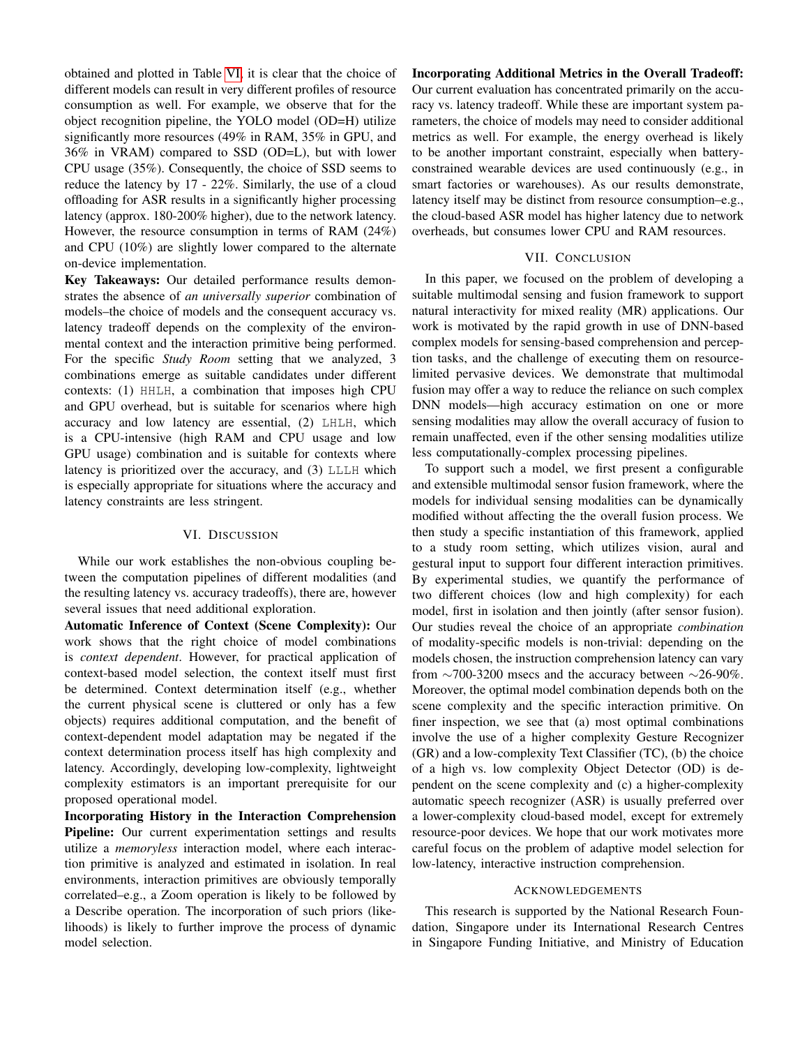obtained and plotted in Table VI, it is clear that the choice of different models can result in very different profiles of resource consumption as well. For example, we observe that for the object recognition pipeline, the YOLO model (OD=H) utilize significantly more resources (49% in RAM, 35% in GPU, and 36% in VRAM) compared to SSD (OD=L), but with lower CPU usage (35%). Consequently, the choice of SSD seems to reduce the latency by 17 - 22%. Similarly, the use of a cloud offloading for ASR results in a significantly higher processing latency (approx. 180-200% higher), due to the network latency. However, the resource consumption in terms of RAM (24%) and CPU (10%) are slightly lower compared to the alternate on-device implementation.

**Key Takeaways:** Our detailed performance results demonstrates the absence of *an universally superior* combination of models–the choice of models and the consequent accuracy vs. latency tradeoff depends on the complexity of the environmental context and the interaction primitive being performed. For the specific *Study Room* setting that we analyzed, 3 combinations emerge as suitable candidates under different contexts: (1) `HHLH`, a combination that imposes high CPU and GPU overhead, but is suitable for scenarios where high accuracy and low latency are essential, (2) `LHLH`, which is a CPU-intensive (high RAM and CPU usage and low GPU usage) combination and is suitable for contexts where latency is prioritized over the accuracy, and (3) `LLLH` which is especially appropriate for situations where the accuracy and latency constraints are less stringent.

## VI. Discussion

While our work establishes the non-obvious coupling between the computation pipelines of different modalities (and the resulting latency vs. accuracy tradeoffs), there are, however several issues that need additional exploration.

**Automatic Inference of Context (Scene Complexity):** Our work shows that the right choice of model combinations is *context dependent*. However, for practical application of context-based model selection, the context itself must first be determined. Context determination itself (e.g., whether the current physical scene is cluttered or only has a few objects) requires additional computation, and the benefit of context-dependent model adaptation may be negated if the context determination process itself has high complexity and latency. Accordingly, developing low-complexity, lightweight complexity estimators is an important prerequisite for our proposed operational model.

**Incorporating History in the Interaction Comprehension Pipeline:** Our current experimentation settings and results utilize a *memoryless* interaction model, where each interaction primitive is analyzed and estimated in isolation. In real environments, interaction primitives are obviously temporally correlated–e.g., a Zoom operation is likely to be followed by a Describe operation. The incorporation of such priors (likelihoods) is likely to further improve the process of dynamic model selection.

**Incorporating Additional Metrics in the Overall Tradeoff:** Our current evaluation has concentrated primarily on the accuracy vs. latency tradeoff. While these are important system parameters, the choice of models may need to consider additional metrics as well. For example, the energy overhead is likely to be another important constraint, especially when battery-constrained wearable devices are used continuously (e.g., in smart factories or warehouses). As our results demonstrate, latency itself may be distinct from resource consumption–e.g., the cloud-based ASR model has higher latency due to network overheads, but consumes lower CPU and RAM resources.

## VII. Conclusion

In this paper, we focused on the problem of developing a suitable multimodal sensing and fusion framework to support natural interactivity for mixed reality (MR) applications. Our work is motivated by the rapid growth in use of DNN-based complex models for sensing-based comprehension and perception tasks, and the challenge of executing them on resource-limited pervasive devices. We demonstrate that multimodal fusion may offer a way to reduce the reliance on such complex DNN models—high accuracy estimation on one or more sensing modalities may allow the overall accuracy of fusion to remain unaffected, even if the other sensing modalities utilize less computationally-complex processing pipelines.

To support such a model, we first present a configurable and extensible multimodal sensor fusion framework, where the models for individual sensing modalities can be dynamically modified without affecting the the overall fusion process. We then study a specific instantiation of this framework, applied to a study room setting, which utilizes vision, aural and gestural input to support four different interaction primitives. By experimental studies, we quantify the performance of two different choices (low and high complexity) for each model, first in isolation and then jointly (after sensor fusion). Our studies reveal the choice of an appropriate *combination* of modality-specific models is non-trivial: depending on the models chosen, the instruction comprehension latency can vary from ∼700-3200 msecs and the accuracy between ∼26-90%. Moreover, the optimal model combination depends both on the scene complexity and the specific interaction primitive. On finer inspection, we see that (a) most optimal combinations involve the use of a higher complexity Gesture Recognizer (GR) and a low-complexity Text Classifier (TC), (b) the choice of a high vs. low complexity Object Detector (OD) is dependent on the scene complexity and (c) a higher-complexity automatic speech recognizer (ASR) is usually preferred over a lower-complexity cloud-based model, except for extremely resource-poor devices. We hope that our work motivates more careful focus on the problem of adaptive model selection for low-latency, interactive instruction comprehension.

## Acknowledgements

This research is supported by the National Research Foundation, Singapore under its International Research Centres in Singapore Funding Initiative, and Ministry of Education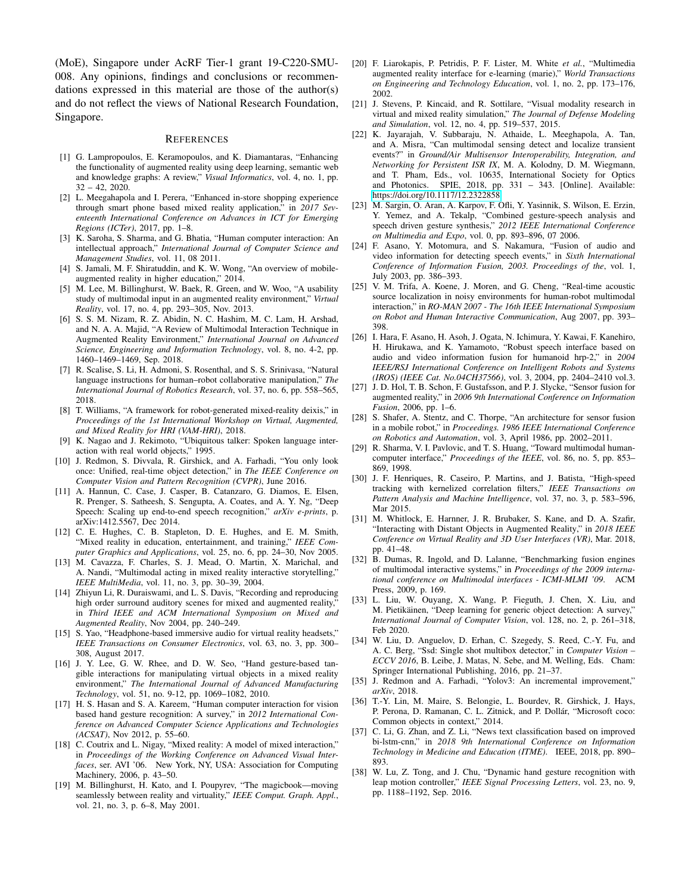(MoE), Singapore under AcRF Tier-1 grant 19-C220-SMU-008. Any opinions, findings and conclusions or recommendations expressed in this material are those of the author(s) and do not reflect the views of National Research Foundation, Singapore.

## References

[1] G. Lampropoulos, E. Keramopoulos, and K. Diamantaras, "Enhancing the functionality of augmented reality using deep learning, semantic web and knowledge graphs: A review," *Visual Informatics*, vol. 4, no. 1, pp. 32 – 42, 2020.

[2] L. Meegahapola and I. Perera, "Enhanced in-store shopping experience through smart phone based mixed reality application," in *2017 Seventeenth International Conference on Advances in ICT for Emerging Regions (ICTer)*, 2017, pp. 1–8.

[3] K. Saroha, S. Sharma, and G. Bhatia, "Human computer interaction: An intellectual approach," *International Journal of Computer Science and Management Studies*, vol. 11, 08 2011.

[4] S. Jamali, M. F. Shiratuddin, and K. W. Wong, "An overview of mobile-augmented reality in higher education," 2014.

[5] M. Lee, M. Billinghurst, W. Baek, R. Green, and W. Woo, "A usability study of multimodal input in an augmented reality environment," *Virtual Reality*, vol. 17, no. 4, pp. 293–305, Nov. 2013.

[6] S. S. M. Nizam, R. Z. Abidin, N. C. Hashim, M. C. Lam, H. Arshad, and N. A. A. Majid, "A Review of Multimodal Interaction Technique in Augmented Reality Environment," *International Journal on Advanced Science, Engineering and Information Technology*, vol. 8, no. 4-2, pp. 1460–1469–1469, Sep. 2018.

[7] R. Scalise, S. Li, H. Admoni, S. Rosenthal, and S. S. Srinivasa, "Natural language instructions for human–robot collaborative manipulation," *The International Journal of Robotics Research*, vol. 37, no. 6, pp. 558–565, 2018.

[8] T. Williams, "A framework for robot-generated mixed-reality deixis," in *Proceedings of the 1st International Workshop on Virtual, Augmented, and Mixed Reality for HRI (VAM-HRI)*, 2018.

[9] K. Nagao and J. Rekimoto, "Ubiquitous talker: Spoken language interaction with real world objects," 1995.

[10] J. Redmon, S. Divvala, R. Girshick, and A. Farhadi, "You only look once: Unified, real-time object detection," in *The IEEE Conference on Computer Vision and Pattern Recognition (CVPR)*, June 2016.

[11] A. Hannun, C. Case, J. Casper, B. Catanzaro, G. Diamos, E. Elsen, R. Prenger, S. Satheesh, S. Sengupta, A. Coates, and A. Y. Ng, "Deep Speech: Scaling up end-to-end speech recognition," *arXiv e-prints*, p. arXiv:1412.5567, Dec 2014.

[12] C. E. Hughes, C. B. Stapleton, D. E. Hughes, and E. M. Smith, "Mixed reality in education, entertainment, and training," *IEEE Computer Graphics and Applications*, vol. 25, no. 6, pp. 24–30, Nov 2005.

[13] M. Cavazza, F. Charles, S. J. Mead, O. Martin, X. Marichal, and A. Nandi, "Multimodal acting in mixed reality interactive storytelling," *IEEE MultiMedia*, vol. 11, no. 3, pp. 30–39, 2004.

[14] Zhiyun Li, R. Duraiswami, and L. S. Davis, "Recording and reproducing high order surround auditory scenes for mixed and augmented reality," in *Third IEEE and ACM International Symposium on Mixed and Augmented Reality*, Nov 2004, pp. 240–249.

[15] S. Yao, "Headphone-based immersive audio for virtual reality headsets," *IEEE Transactions on Consumer Electronics*, vol. 63, no. 3, pp. 300–308, August 2017.

[16] J. Y. Lee, G. W. Rhee, and D. W. Seo, "Hand gesture-based tangible interactions for manipulating virtual objects in a mixed reality environment," *The International Journal of Advanced Manufacturing Technology*, vol. 51, no. 9-12, pp. 1069–1082, 2010.

[17] H. S. Hasan and S. A. Kareem, "Human computer interaction for vision based hand gesture recognition: A survey," in *2012 International Conference on Advanced Computer Science Applications and Technologies (ACSAT)*, Nov 2012, p. 55–60.

[18] C. Coutrix and L. Nigay, "Mixed reality: A model of mixed interaction," in *Proceedings of the Working Conference on Advanced Visual Interfaces*, ser. AVI '06. New York, NY, USA: Association for Computing Machinery, 2006, p. 43–50.

[19] M. Billinghurst, H. Kato, and I. Poupyrev, "The magicbook—moving seamlessly between reality and virtuality," *IEEE Comput. Graph. Appl.*, vol. 21, no. 3, p. 6–8, May 2001.

[20] F. Liarokapis, P. Petridis, P. F. Lister, M. White *et al.*, "Multimedia augmented reality interface for e-learning (marie)," *World Transactions on Engineering and Technology Education*, vol. 1, no. 2, pp. 173–176, 2002.

[21] J. Stevens, P. Kincaid, and R. Sottilare, "Visual modality research in virtual and mixed reality simulation," *The Journal of Defense Modeling and Simulation*, vol. 12, no. 4, pp. 519–537, 2015.

[22] K. Jayarajah, V. Subbaraju, N. Athaide, L. Meeghapola, A. Tan, and A. Misra, "Can multimodal sensing detect and localize transient events?" in *Ground/Air Multisensor Interoperability, Integration, and Networking for Persistent ISR IX*, M. A. Kolodny, D. M. Wiegmann, and T. Pham, Eds., vol. 10635, International Society for Optics and Photonics. SPIE, 2018, pp. 331 – 343. [Online]. Available: https://doi.org/10.1117/12.2322858

[23] M. Sargin, O. Aran, A. Karpov, F. Ofli, Y. Yasinnik, S. Wilson, E. Erzin, Y. Yemez, and A. Tekalp, "Combined gesture-speech analysis and speech driven gesture synthesis," *2012 IEEE International Conference on Multimedia and Expo*, vol. 0, pp. 893–896, 07 2006.

[24] F. Asano, Y. Motomura, and S. Nakamura, "Fusion of audio and video information for detecting speech events," in *Sixth International Conference of Information Fusion, 2003. Proceedings of the*, vol. 1, July 2003, pp. 386–393.

[25] V. M. Trifa, A. Koene, J. Moren, and G. Cheng, "Real-time acoustic source localization in noisy environments for human-robot multimodal interaction," in *RO-MAN 2007 - The 16th IEEE International Symposium on Robot and Human Interactive Communication*, Aug 2007, pp. 393–398.

[26] I. Hara, F. Asano, H. Asoh, J. Ogata, N. Ichimura, Y. Kawai, F. Kanehiro, H. Hirukawa, and K. Yamamoto, "Robust speech interface based on audio and video information fusion for humanoid hrp-2," in *2004 IEEE/RSJ International Conference on Intelligent Robots and Systems (IROS) (IEEE Cat. No.04CH37566)*, vol. 3, 2004, pp. 2404–2410 vol.3.

[27] J. D. Hol, T. B. Schon, F. Gustafsson, and P. J. Slycke, "Sensor fusion for augmented reality," in *2006 9th International Conference on Information Fusion*, 2006, pp. 1–6.

[28] S. Shafer, A. Stentz, and C. Thorpe, "An architecture for sensor fusion in a mobile robot," in *Proceedings. 1986 IEEE International Conference on Robotics and Automation*, vol. 3, April 1986, pp. 2002–2011.

[29] R. Sharma, V. I. Pavlovic, and T. S. Huang, "Toward multimodal human-computer interface," *Proceedings of the IEEE*, vol. 86, no. 5, pp. 853–869, 1998.

[30] J. F. Henriques, R. Caseiro, P. Martins, and J. Batista, "High-speed tracking with kernelized correlation filters," *IEEE Transactions on Pattern Analysis and Machine Intelligence*, vol. 37, no. 3, pp. 583–596, Mar 2015.

[31] M. Whitlock, E. Harnner, J. R. Brubaker, S. Kane, and D. A. Szafir, "Interacting with Distant Objects in Augmented Reality," in *2018 IEEE Conference on Virtual Reality and 3D User Interfaces (VR)*, Mar. 2018, pp. 41–48.

[32] B. Dumas, R. Ingold, and D. Lalanne, "Benchmarking fusion engines of multimodal interactive systems," in *Proceedings of the 2009 international conference on Multimodal interfaces - ICMI-MLMI '09*. ACM Press, 2009, p. 169.

[33] L. Liu, W. Ouyang, X. Wang, P. Fieguth, J. Chen, X. Liu, and M. Pietikäinen, "Deep learning for generic object detection: A survey," *International Journal of Computer Vision*, vol. 128, no. 2, p. 261–318, Feb 2020.

[34] W. Liu, D. Anguelov, D. Erhan, C. Szegedy, S. Reed, C.-Y. Fu, and A. C. Berg, "Ssd: Single shot multibox detector," in *Computer Vision – ECCV 2016*, B. Leibe, J. Matas, N. Sebe, and M. Welling, Eds. Cham: Springer International Publishing, 2016, pp. 21–37.

[35] J. Redmon and A. Farhadi, "Yolov3: An incremental improvement," *arXiv*, 2018.

[36] T.-Y. Lin, M. Maire, S. Belongie, L. Bourdev, R. Girshick, J. Hays, P. Perona, D. Ramanan, C. L. Zitnick, and P. Dollár, "Microsoft coco: Common objects in context," 2014.

[37] C. Li, G. Zhan, and Z. Li, "News text classification based on improved bi-lstm-cnn," in *2018 9th International Conference on Information Technology in Medicine and Education (ITME)*. IEEE, 2018, pp. 890–893.

[38] W. Lu, Z. Tong, and J. Chu, "Dynamic hand gesture recognition with leap motion controller," *IEEE Signal Processing Letters*, vol. 23, no. 9, pp. 1188–1192, Sep. 2016.